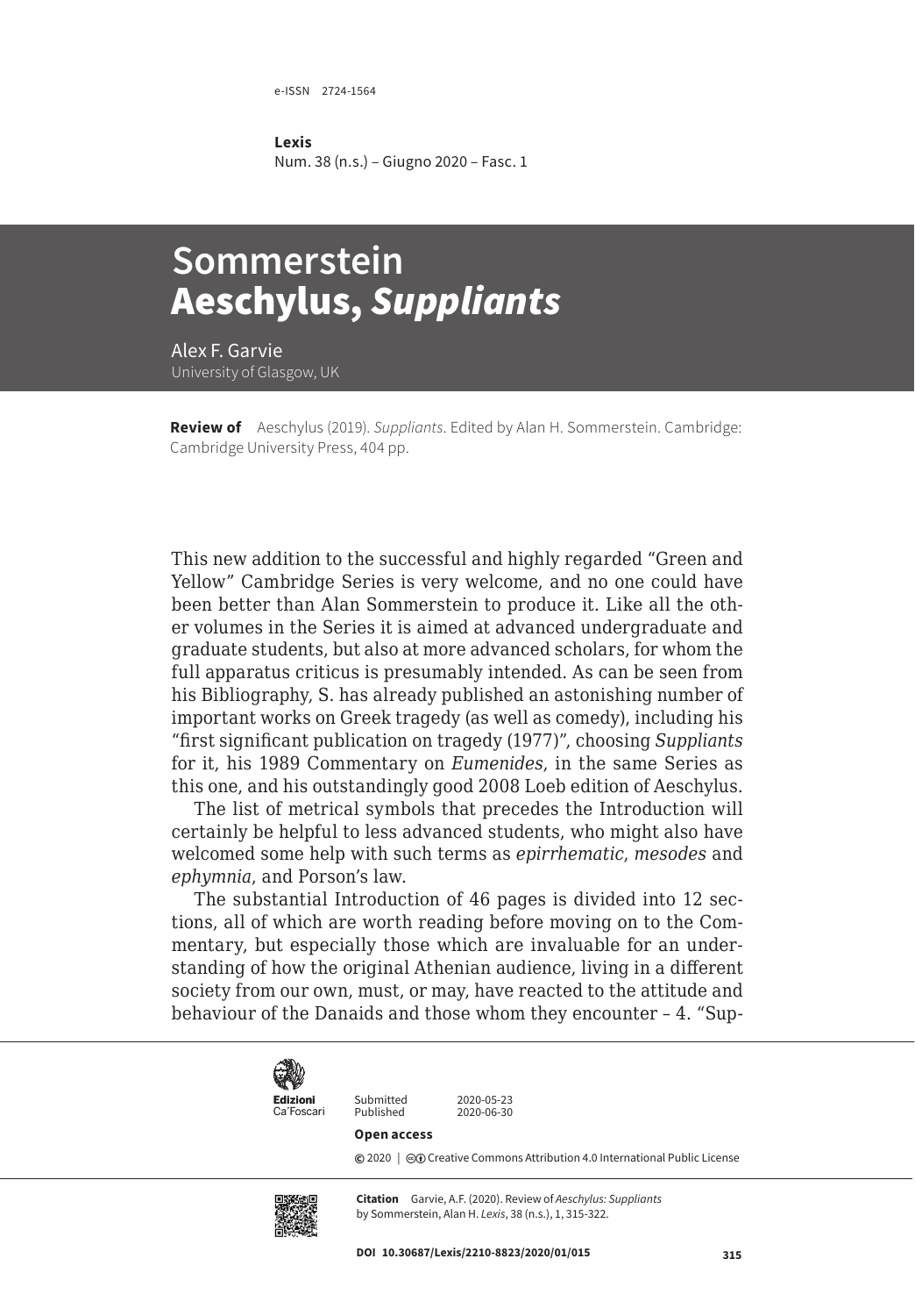e-ISSN 2724-1564

**Lexis**
Num. 38 (n.s.) – Giugno 2020 – Fasc. 1

# Sommerstein
# Aeschylus, *Suppliants*

Alex F. Garvie
University of Glasgow, UK

**Review of** Aeschylus (2019). *Suppliants*. Edited by Alan H. Sommerstein. Cambridge: Cambridge University Press, 404 pp.

This new addition to the successful and highly regarded "Green and Yellow" Cambridge Series is very welcome, and no one could have been better than Alan Sommerstein to produce it. Like all the other volumes in the Series it is aimed at advanced undergraduate and graduate students, but also at more advanced scholars, for whom the full apparatus criticus is presumably intended. As can be seen from his Bibliography, S. has already published an astonishing number of important works on Greek tragedy (as well as comedy), including his "first significant publication on tragedy (1977)", choosing *Suppliants* for it, his 1989 Commentary on *Eumenides*, in the same Series as this one, and his outstandingly good 2008 Loeb edition of Aeschylus.

The list of metrical symbols that precedes the Introduction will certainly be helpful to less advanced students, who might also have welcomed some help with such terms as *epirrhematic*, *mesodes* and *ephymnia*, and Porson's law.

The substantial Introduction of 46 pages is divided into 12 sections, all of which are worth reading before moving on to the Commentary, but especially those which are invaluable for an understanding of how the original Athenian audience, living in a different society from our own, must, or may, have reacted to the attitude and behaviour of the Danaids and those whom they encounter – 4. "Sup-

Edizioni Ca'Foscari

Submitted 2020-05-23
Published 2020-06-30

**Open access**

© 2020 | Creative Commons Attribution 4.0 International Public License

**Citation** Garvie, A.F. (2020). Review of *Aeschylus: Suppliants* by Sommerstein, Alan H. *Lexis*, 38 (n.s.), 1, 315-322.

**DOI** 10.30687/Lexis/2210-8823/2020/01/015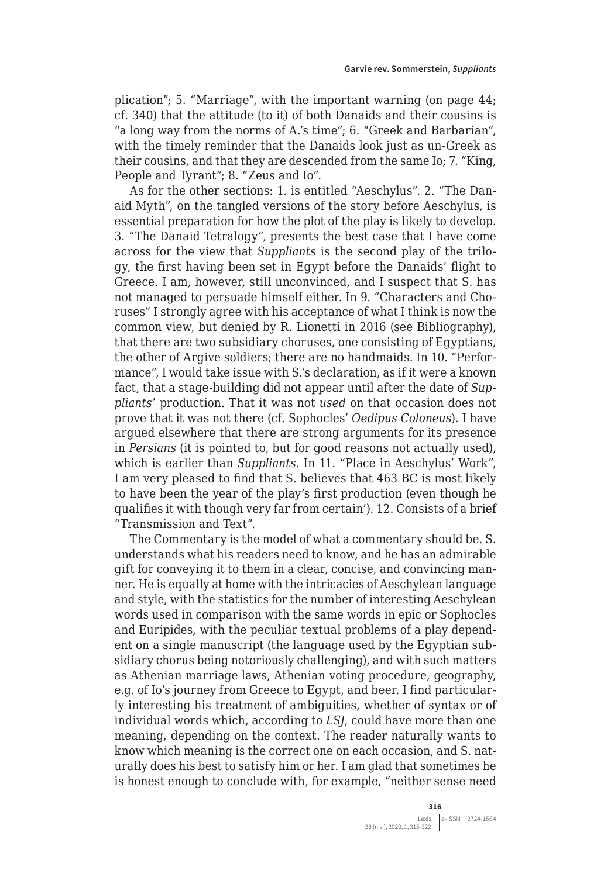plication"; 5. "Marriage", with the important warning (on page 44; cf. 340) that the attitude (to it) of both Danaids and their cousins is "a long way from the norms of A.'s time"; 6. "Greek and Barbarian", with the timely reminder that the Danaids look just as un-Greek as their cousins, and that they are descended from the same Io; 7. "King, People and Tyrant"; 8. "Zeus and Io".

As for the other sections: 1. is entitled "Aeschylus". 2. "The Danaid Myth", on the tangled versions of the story before Aeschylus, is essential preparation for how the plot of the play is likely to develop. 3. "The Danaid Tetralogy", presents the best case that I have come across for the view that *Suppliants* is the second play of the trilogy, the first having been set in Egypt before the Danaids' flight to Greece. I am, however, still unconvinced, and I suspect that S. has not managed to persuade himself either. In 9. "Characters and Choruses" I strongly agree with his acceptance of what I think is now the common view, but denied by R. Lionetti in 2016 (see Bibliography), that there are two subsidiary choruses, one consisting of Egyptians, the other of Argive soldiers; there are no handmaids. In 10. "Performance", I would take issue with S.'s declaration, as if it were a known fact, that a stage-building did not appear until after the date of *Suppliants*' production. That it was not *used* on that occasion does not prove that it was not there (cf. Sophocles' *Oedipus Coloneus*). I have argued elsewhere that there are strong arguments for its presence in *Persians* (it is pointed to, but for good reasons not actually used), which is earlier than *Suppliants*. In 11. "Place in Aeschylus' Work", I am very pleased to find that S. believes that 463 BC is most likely to have been the year of the play's first production (even though he qualifies it with though very far from certain'). 12. Consists of a brief "Transmission and Text".

The Commentary is the model of what a commentary should be. S. understands what his readers need to know, and he has an admirable gift for conveying it to them in a clear, concise, and convincing manner. He is equally at home with the intricacies of Aeschylean language and style, with the statistics for the number of interesting Aeschylean words used in comparison with the same words in epic or Sophocles and Euripides, with the peculiar textual problems of a play dependent on a single manuscript (the language used by the Egyptian subsidiary chorus being notoriously challenging), and with such matters as Athenian marriage laws, Athenian voting procedure, geography, e.g. of Io's journey from Greece to Egypt, and beer. I find particularly interesting his treatment of ambiguities, whether of syntax or of individual words which, according to *LSJ*, could have more than one meaning, depending on the context. The reader naturally wants to know which meaning is the correct one on each occasion, and S. naturally does his best to satisfy him or her. I am glad that sometimes he is honest enough to conclude with, for example, "neither sense need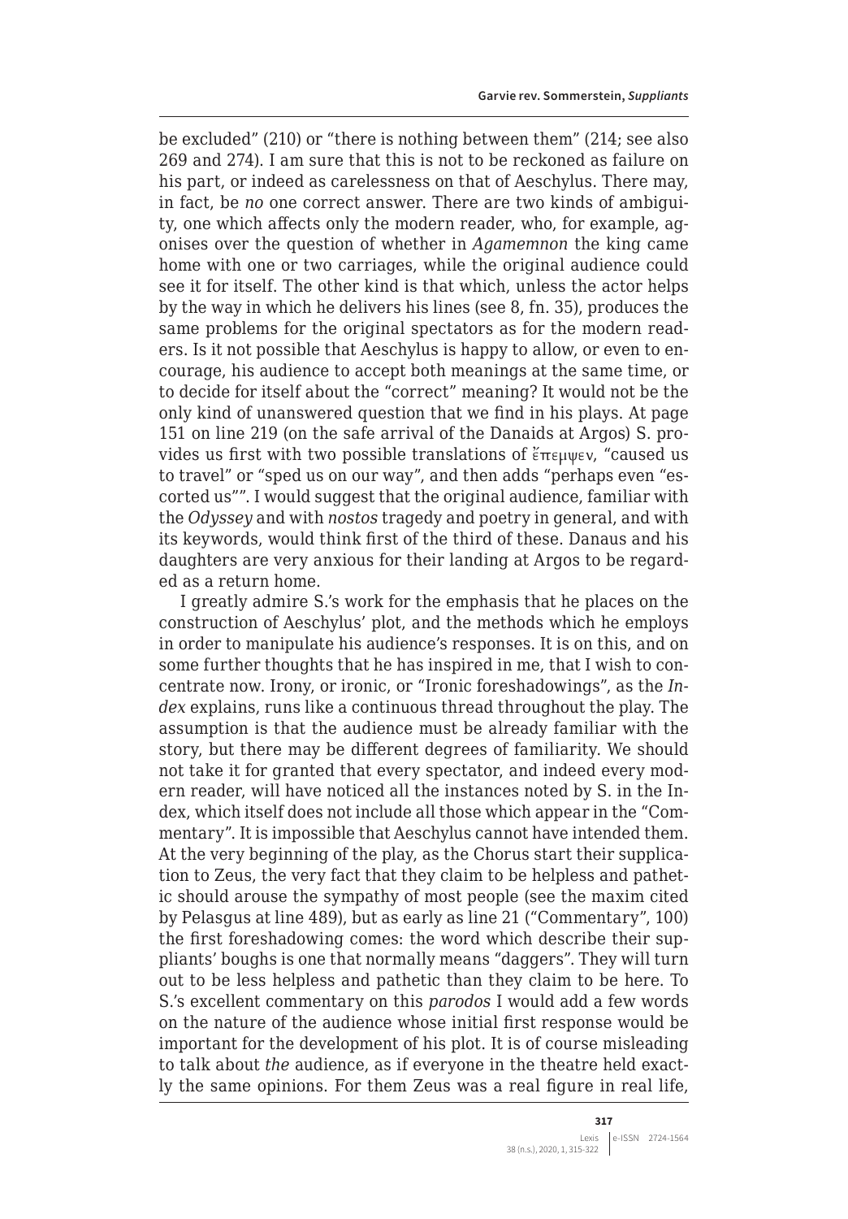be excluded" (210) or "there is nothing between them" (214; see also 269 and 274). I am sure that this is not to be reckoned as failure on his part, or indeed as carelessness on that of Aeschylus. There may, in fact, be *no* one correct answer. There are two kinds of ambiguity, one which affects only the modern reader, who, for example, agonises over the question of whether in *Agamemnon* the king came home with one or two carriages, while the original audience could see it for itself. The other kind is that which, unless the actor helps by the way in which he delivers his lines (see 8, fn. 35), produces the same problems for the original spectators as for the modern readers. Is it not possible that Aeschylus is happy to allow, or even to encourage, his audience to accept both meanings at the same time, or to decide for itself about the "correct" meaning? It would not be the only kind of unanswered question that we find in his plays. At page 151 on line 219 (on the safe arrival of the Danaids at Argos) S. provides us first with two possible translations of ἔπεμψεν, "caused us to travel" or "sped us on our way", and then adds "perhaps even "escorted us"". I would suggest that the original audience, familiar with the *Odyssey* and with *nostos* tragedy and poetry in general, and with its keywords, would think first of the third of these. Danaus and his daughters are very anxious for their landing at Argos to be regarded as a return home.

I greatly admire S.'s work for the emphasis that he places on the construction of Aeschylus' plot, and the methods which he employs in order to manipulate his audience's responses. It is on this, and on some further thoughts that he has inspired in me, that I wish to concentrate now. Irony, or ironic, or "Ironic foreshadowings", as the *Index* explains, runs like a continuous thread throughout the play. The assumption is that the audience must be already familiar with the story, but there may be different degrees of familiarity. We should not take it for granted that every spectator, and indeed every modern reader, will have noticed all the instances noted by S. in the Index, which itself does not include all those which appear in the "Commentary". It is impossible that Aeschylus cannot have intended them. At the very beginning of the play, as the Chorus start their supplication to Zeus, the very fact that they claim to be helpless and pathetic should arouse the sympathy of most people (see the maxim cited by Pelasgus at line 489), but as early as line 21 ("Commentary", 100) the first foreshadowing comes: the word which describe their suppliants' boughs is one that normally means "daggers". They will turn out to be less helpless and pathetic than they claim to be here. To S.'s excellent commentary on this *parodos* I would add a few words on the nature of the audience whose initial first response would be important for the development of his plot. It is of course misleading to talk about *the* audience, as if everyone in the theatre held exactly the same opinions. For them Zeus was a real figure in real life,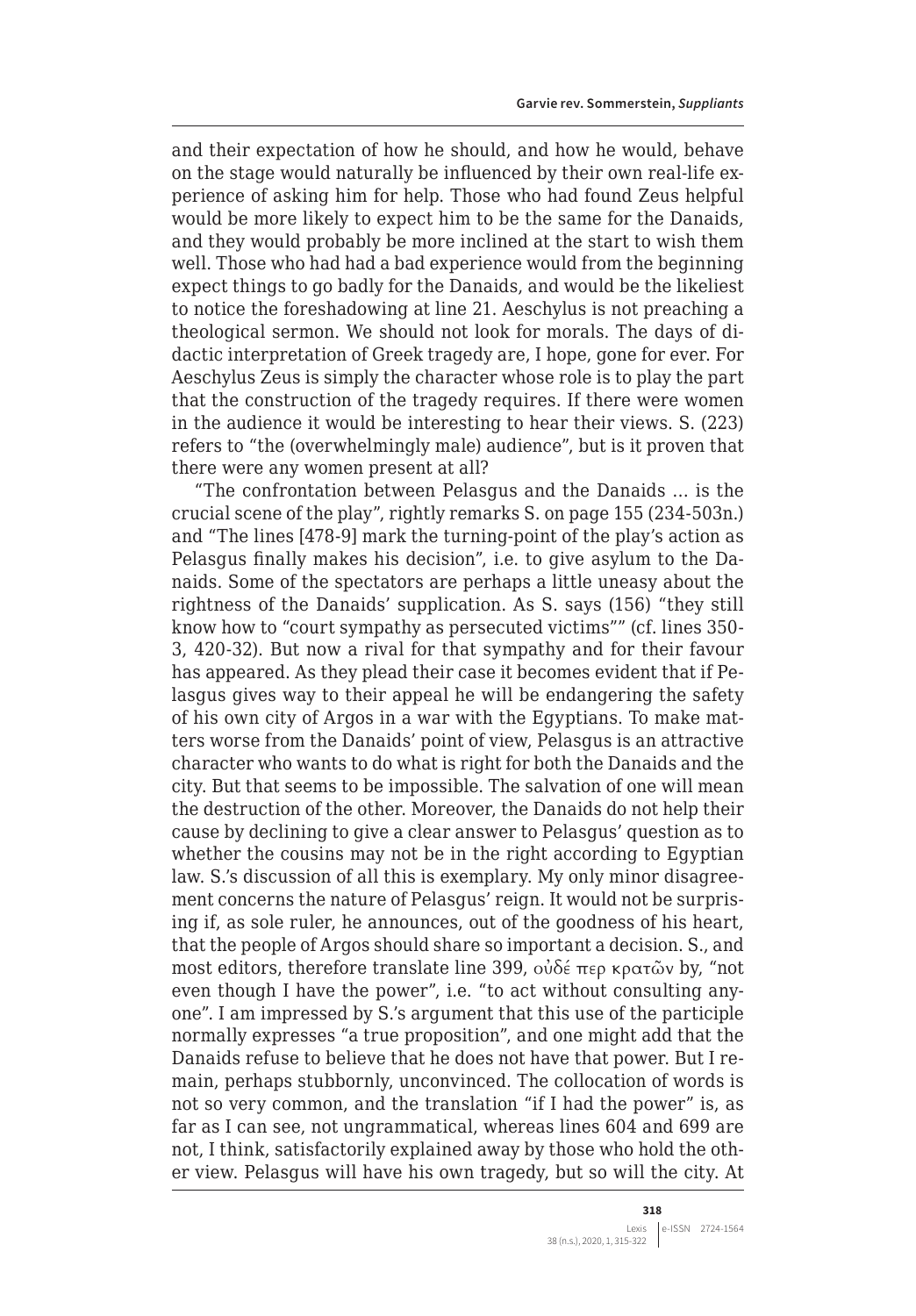and their expectation of how he should, and how he would, behave on the stage would naturally be influenced by their own real-life experience of asking him for help. Those who had found Zeus helpful would be more likely to expect him to be the same for the Danaids, and they would probably be more inclined at the start to wish them well. Those who had had a bad experience would from the beginning expect things to go badly for the Danaids, and would be the likeliest to notice the foreshadowing at line 21. Aeschylus is not preaching a theological sermon. We should not look for morals. The days of didactic interpretation of Greek tragedy are, I hope, gone for ever. For Aeschylus Zeus is simply the character whose role is to play the part that the construction of the tragedy requires. If there were women in the audience it would be interesting to hear their views. S. (223) refers to "the (overwhelmingly male) audience", but is it proven that there were any women present at all?

"The confrontation between Pelasgus and the Danaids … is the crucial scene of the play", rightly remarks S. on page 155 (234-503n.) and "The lines [478-9] mark the turning-point of the play's action as Pelasgus finally makes his decision", i.e. to give asylum to the Danaids. Some of the spectators are perhaps a little uneasy about the rightness of the Danaids' supplication. As S. says (156) "they still know how to "court sympathy as persecuted victims"" (cf. lines 350-3, 420-32). But now a rival for that sympathy and for their favour has appeared. As they plead their case it becomes evident that if Pelasgus gives way to their appeal he will be endangering the safety of his own city of Argos in a war with the Egyptians. To make matters worse from the Danaids' point of view, Pelasgus is an attractive character who wants to do what is right for both the Danaids and the city. But that seems to be impossible. The salvation of one will mean the destruction of the other. Moreover, the Danaids do not help their cause by declining to give a clear answer to Pelasgus' question as to whether the cousins may not be in the right according to Egyptian law. S.'s discussion of all this is exemplary. My only minor disagreement concerns the nature of Pelasgus' reign. It would not be surprising if, as sole ruler, he announces, out of the goodness of his heart, that the people of Argos should share so important a decision. S., and most editors, therefore translate line 399, οὐδέ περ κρατῶν by, "not even though I have the power", i.e. "to act without consulting anyone". I am impressed by S.'s argument that this use of the participle normally expresses "a true proposition", and one might add that the Danaids refuse to believe that he does not have that power. But I remain, perhaps stubbornly, unconvinced. The collocation of words is not so very common, and the translation "if I had the power" is, as far as I can see, not ungrammatical, whereas lines 604 and 699 are not, I think, satisfactorily explained away by those who hold the other view. Pelasgus will have his own tragedy, but so will the city. At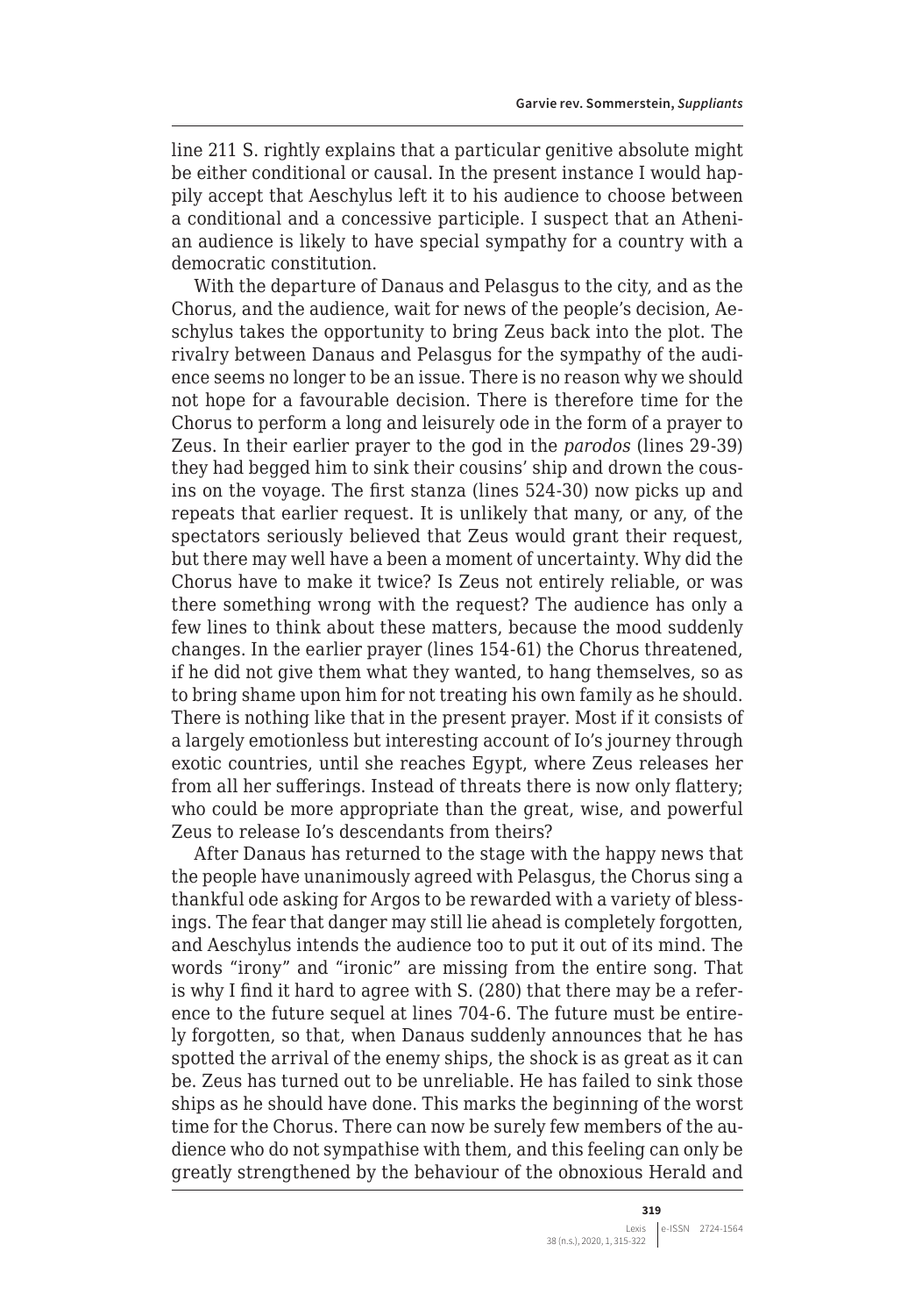line 211 S. rightly explains that a particular genitive absolute might be either conditional or causal. In the present instance I would happily accept that Aeschylus left it to his audience to choose between a conditional and a concessive participle. I suspect that an Athenian audience is likely to have special sympathy for a country with a democratic constitution.

With the departure of Danaus and Pelasgus to the city, and as the Chorus, and the audience, wait for news of the people's decision, Aeschylus takes the opportunity to bring Zeus back into the plot. The rivalry between Danaus and Pelasgus for the sympathy of the audience seems no longer to be an issue. There is no reason why we should not hope for a favourable decision. There is therefore time for the Chorus to perform a long and leisurely ode in the form of a prayer to Zeus. In their earlier prayer to the god in the *parodos* (lines 29-39) they had begged him to sink their cousins' ship and drown the cousins on the voyage. The first stanza (lines 524-30) now picks up and repeats that earlier request. It is unlikely that many, or any, of the spectators seriously believed that Zeus would grant their request, but there may well have a been a moment of uncertainty. Why did the Chorus have to make it twice? Is Zeus not entirely reliable, or was there something wrong with the request? The audience has only a few lines to think about these matters, because the mood suddenly changes. In the earlier prayer (lines 154-61) the Chorus threatened, if he did not give them what they wanted, to hang themselves, so as to bring shame upon him for not treating his own family as he should. There is nothing like that in the present prayer. Most if it consists of a largely emotionless but interesting account of Io's journey through exotic countries, until she reaches Egypt, where Zeus releases her from all her sufferings. Instead of threats there is now only flattery; who could be more appropriate than the great, wise, and powerful Zeus to release Io's descendants from theirs?

After Danaus has returned to the stage with the happy news that the people have unanimously agreed with Pelasgus, the Chorus sing a thankful ode asking for Argos to be rewarded with a variety of blessings. The fear that danger may still lie ahead is completely forgotten, and Aeschylus intends the audience too to put it out of its mind. The words "irony" and "ironic" are missing from the entire song. That is why I find it hard to agree with S. (280) that there may be a reference to the future sequel at lines 704-6. The future must be entirely forgotten, so that, when Danaus suddenly announces that he has spotted the arrival of the enemy ships, the shock is as great as it can be. Zeus has turned out to be unreliable. He has failed to sink those ships as he should have done. This marks the beginning of the worst time for the Chorus. There can now be surely few members of the audience who do not sympathise with them, and this feeling can only be greatly strengthened by the behaviour of the obnoxious Herald and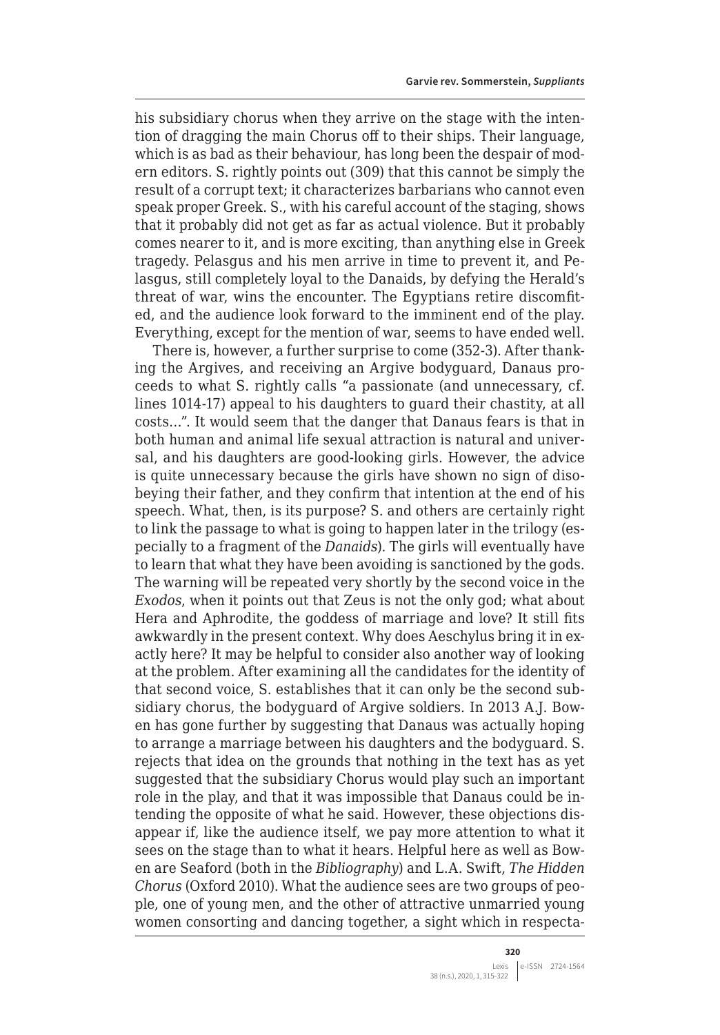his subsidiary chorus when they arrive on the stage with the intention of dragging the main Chorus off to their ships. Their language, which is as bad as their behaviour, has long been the despair of modern editors. S. rightly points out (309) that this cannot be simply the result of a corrupt text; it characterizes barbarians who cannot even speak proper Greek. S., with his careful account of the staging, shows that it probably did not get as far as actual violence. But it probably comes nearer to it, and is more exciting, than anything else in Greek tragedy. Pelasgus and his men arrive in time to prevent it, and Pelasgus, still completely loyal to the Danaids, by defying the Herald's threat of war, wins the encounter. The Egyptians retire discomfited, and the audience look forward to the imminent end of the play. Everything, except for the mention of war, seems to have ended well.

There is, however, a further surprise to come (352-3). After thanking the Argives, and receiving an Argive bodyguard, Danaus proceeds to what S. rightly calls "a passionate (and unnecessary, cf. lines 1014-17) appeal to his daughters to guard their chastity, at all costs…". It would seem that the danger that Danaus fears is that in both human and animal life sexual attraction is natural and universal, and his daughters are good-looking girls. However, the advice is quite unnecessary because the girls have shown no sign of disobeying their father, and they confirm that intention at the end of his speech. What, then, is its purpose? S. and others are certainly right to link the passage to what is going to happen later in the trilogy (especially to a fragment of the *Danaids*). The girls will eventually have to learn that what they have been avoiding is sanctioned by the gods. The warning will be repeated very shortly by the second voice in the *Exodos*, when it points out that Zeus is not the only god; what about Hera and Aphrodite, the goddess of marriage and love? It still fits awkwardly in the present context. Why does Aeschylus bring it in exactly here? It may be helpful to consider also another way of looking at the problem. After examining all the candidates for the identity of that second voice, S. establishes that it can only be the second subsidiary chorus, the bodyguard of Argive soldiers. In 2013 A.J. Bowen has gone further by suggesting that Danaus was actually hoping to arrange a marriage between his daughters and the bodyguard. S. rejects that idea on the grounds that nothing in the text has as yet suggested that the subsidiary Chorus would play such an important role in the play, and that it was impossible that Danaus could be intending the opposite of what he said. However, these objections disappear if, like the audience itself, we pay more attention to what it sees on the stage than to what it hears. Helpful here as well as Bowen are Seaford (both in the *Bibliography*) and L.A. Swift, *The Hidden Chorus* (Oxford 2010). What the audience sees are two groups of people, one of young men, and the other of attractive unmarried young women consorting and dancing together, a sight which in respecta-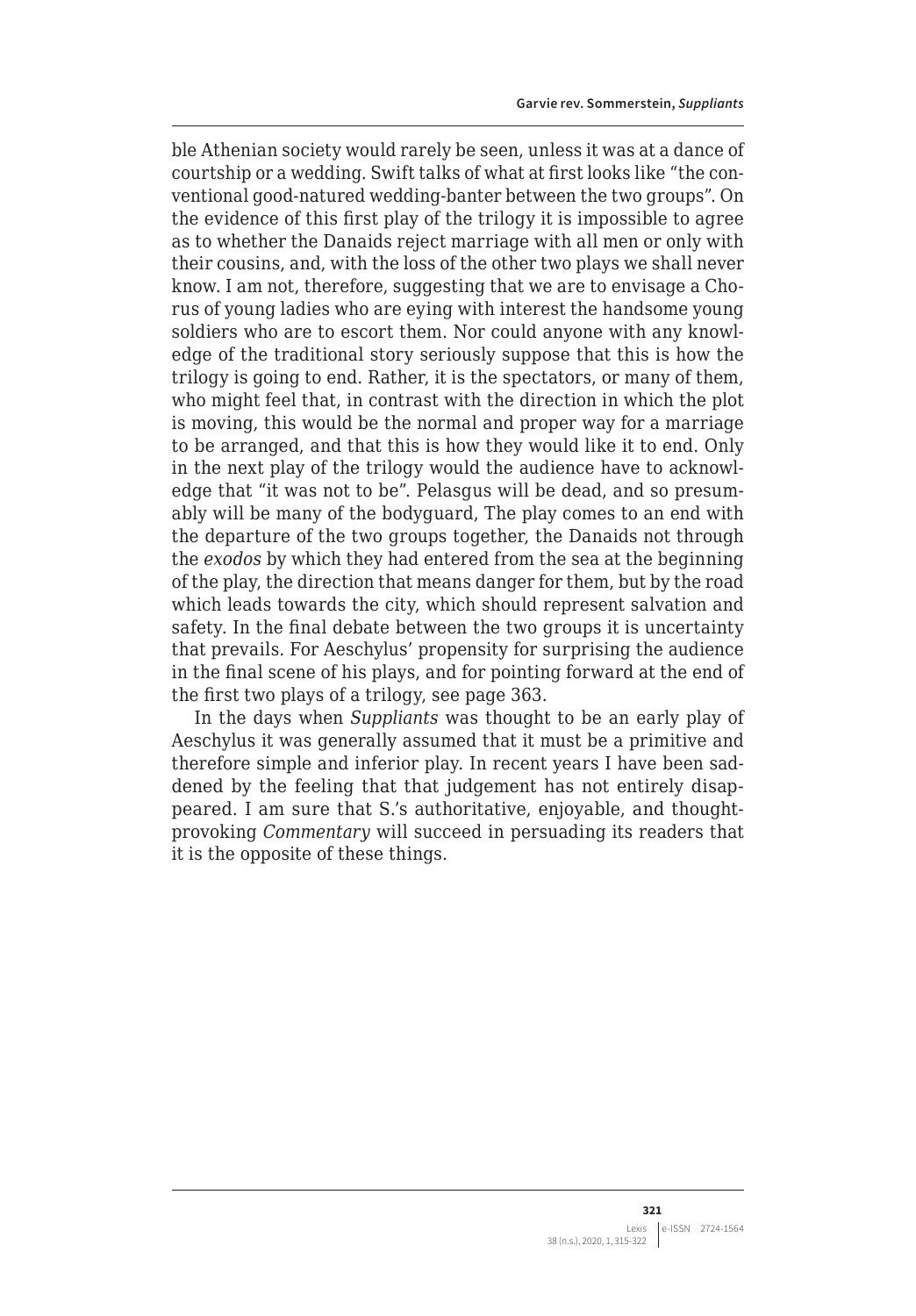ble Athenian society would rarely be seen, unless it was at a dance of courtship or a wedding. Swift talks of what at first looks like "the conventional good-natured wedding-banter between the two groups". On the evidence of this first play of the trilogy it is impossible to agree as to whether the Danaids reject marriage with all men or only with their cousins, and, with the loss of the other two plays we shall never know. I am not, therefore, suggesting that we are to envisage a Chorus of young ladies who are eying with interest the handsome young soldiers who are to escort them. Nor could anyone with any knowledge of the traditional story seriously suppose that this is how the trilogy is going to end. Rather, it is the spectators, or many of them, who might feel that, in contrast with the direction in which the plot is moving, this would be the normal and proper way for a marriage to be arranged, and that this is how they would like it to end. Only in the next play of the trilogy would the audience have to acknowledge that "it was not to be". Pelasgus will be dead, and so presumably will be many of the bodyguard, The play comes to an end with the departure of the two groups together, the Danaids not through the *exodos* by which they had entered from the sea at the beginning of the play, the direction that means danger for them, but by the road which leads towards the city, which should represent salvation and safety. In the final debate between the two groups it is uncertainty that prevails. For Aeschylus' propensity for surprising the audience in the final scene of his plays, and for pointing forward at the end of the first two plays of a trilogy, see page 363.

In the days when *Suppliants* was thought to be an early play of Aeschylus it was generally assumed that it must be a primitive and therefore simple and inferior play. In recent years I have been saddened by the feeling that that judgement has not entirely disappeared. I am sure that S.'s authoritative, enjoyable, and thought-provoking *Commentary* will succeed in persuading its readers that it is the opposite of these things.